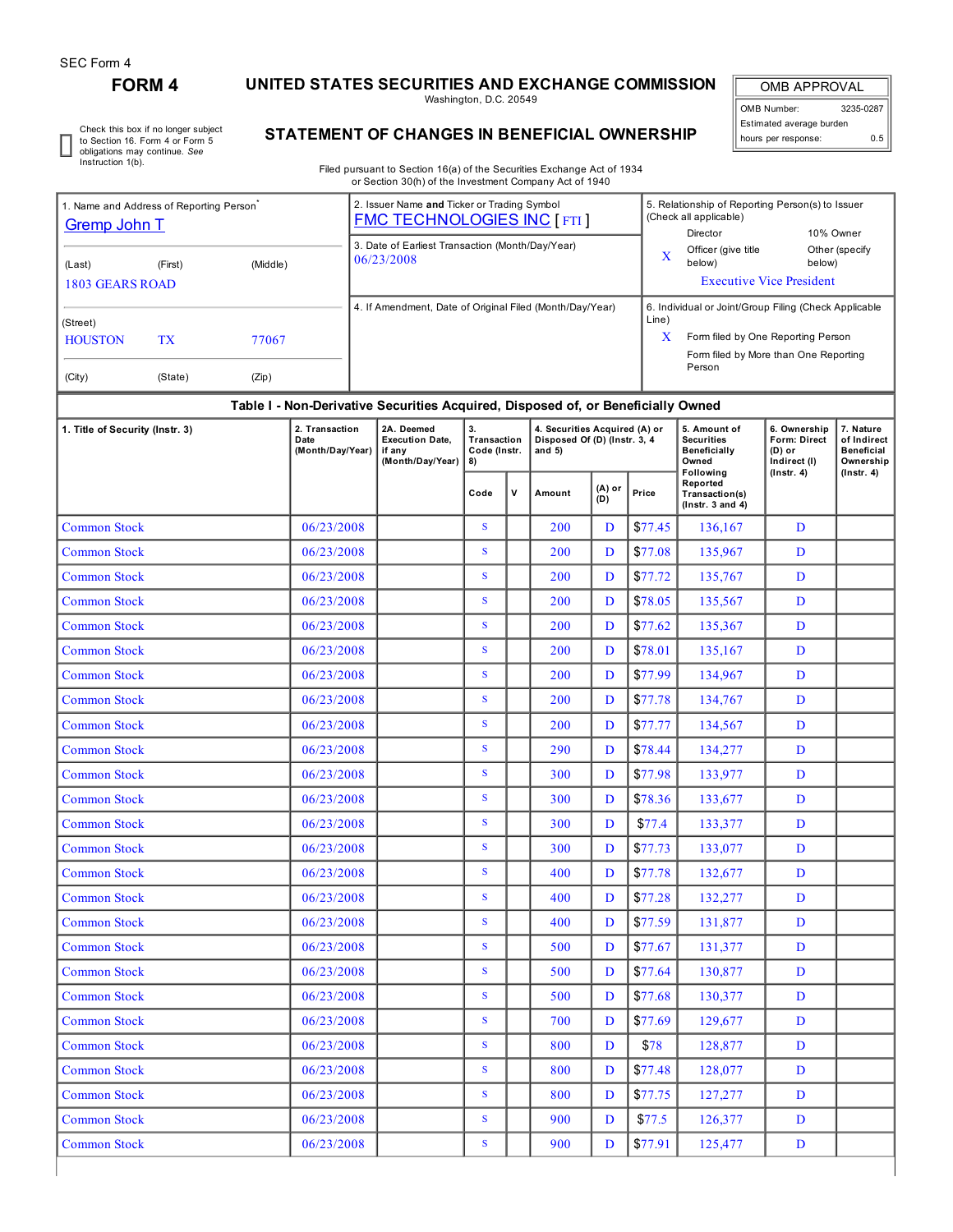SEC Form 4

# FORM 4

## UNITED STATES SECURITIES AND EXCHANGE COMMISSION

Washington, D.C. 20549

## STATEMENT OF CHANGES IN BENEFICIAL OWNERSHIP

| OMB APPROVAL | |
|---|---|
| OMB Number: | 3235-0287 |
| Estimated average burden | |
| hours per response: | 0.5 |

☐ Check this box if no longer subject to Section 16. Form 4 or Form 5 obligations may continue. *See* Instruction 1(b).

Filed pursuant to Section 16(a) of the Securities Exchange Act of 1934 or Section 30(h) of the Investment Company Act of 1940

1. Name and Address of Reporting Person*
Gremp John T

(Last) (First) (Middle)
1803 GEARS ROAD

(Street)
HOUSTON TX 77067

(City) (State) (Zip)

2. Issuer Name **and** Ticker or Trading Symbol
FMC TECHNOLOGIES INC [ FTI ]

3. Date of Earliest Transaction (Month/Day/Year)
06/23/2008

4. If Amendment, Date of Original Filed (Month/Day/Year)

5. Relationship of Reporting Person(s) to Issuer (Check all applicable)
Director | 10% Owner
X Officer (give title below) | Other (specify below)
Executive Vice President

6. Individual or Joint/Group Filing (Check Applicable Line)
X Form filed by One Reporting Person
Form filed by More than One Reporting Person

**Table I - Non-Derivative Securities Acquired, Disposed of, or Beneficially Owned**

| 1. Title of Security (Instr. 3) | 2. Transaction Date (Month/Day/Year) | 2A. Deemed Execution Date, if any (Month/Day/Year) | 3. Transaction Code (Instr. 8) | | 4. Securities Acquired (A) or Disposed Of (D) (Instr. 3, 4 and 5) | | | 5. Amount of Securities Beneficially Owned Following Reported Transaction(s) (Instr. 3 and 4) | 6. Ownership Form: Direct (D) or Indirect (I) (Instr. 4) | 7. Nature of Indirect Beneficial Ownership (Instr. 4) |
|---|---|---|---|---|---|---|---|---|---|---|
| | | | Code | V | Amount | (A) or (D) | Price | | | |
| Common Stock | 06/23/2008 | | S | | 200 | D | $77.45 | 136,167 | D | |
| Common Stock | 06/23/2008 | | S | | 200 | D | $77.08 | 135,967 | D | |
| Common Stock | 06/23/2008 | | S | | 200 | D | $77.72 | 135,767 | D | |
| Common Stock | 06/23/2008 | | S | | 200 | D | $78.05 | 135,567 | D | |
| Common Stock | 06/23/2008 | | S | | 200 | D | $77.62 | 135,367 | D | |
| Common Stock | 06/23/2008 | | S | | 200 | D | $78.01 | 135,167 | D | |
| Common Stock | 06/23/2008 | | S | | 200 | D | $77.99 | 134,967 | D | |
| Common Stock | 06/23/2008 | | S | | 200 | D | $77.78 | 134,767 | D | |
| Common Stock | 06/23/2008 | | S | | 200 | D | $77.77 | 134,567 | D | |
| Common Stock | 06/23/2008 | | S | | 290 | D | $78.44 | 134,277 | D | |
| Common Stock | 06/23/2008 | | S | | 300 | D | $77.98 | 133,977 | D | |
| Common Stock | 06/23/2008 | | S | | 300 | D | $78.36 | 133,677 | D | |
| Common Stock | 06/23/2008 | | S | | 300 | D | $77.4 | 133,377 | D | |
| Common Stock | 06/23/2008 | | S | | 300 | D | $77.73 | 133,077 | D | |
| Common Stock | 06/23/2008 | | S | | 400 | D | $77.78 | 132,677 | D | |
| Common Stock | 06/23/2008 | | S | | 400 | D | $77.28 | 132,277 | D | |
| Common Stock | 06/23/2008 | | S | | 400 | D | $77.59 | 131,877 | D | |
| Common Stock | 06/23/2008 | | S | | 500 | D | $77.67 | 131,377 | D | |
| Common Stock | 06/23/2008 | | S | | 500 | D | $77.64 | 130,877 | D | |
| Common Stock | 06/23/2008 | | S | | 500 | D | $77.68 | 130,377 | D | |
| Common Stock | 06/23/2008 | | S | | 700 | D | $77.69 | 129,677 | D | |
| Common Stock | 06/23/2008 | | S | | 800 | D | $78 | 128,877 | D | |
| Common Stock | 06/23/2008 | | S | | 800 | D | $77.48 | 128,077 | D | |
| Common Stock | 06/23/2008 | | S | | 800 | D | $77.75 | 127,277 | D | |
| Common Stock | 06/23/2008 | | S | | 900 | D | $77.5 | 126,377 | D | |
| Common Stock | 06/23/2008 | | S | | 900 | D | $77.91 | 125,477 | D | |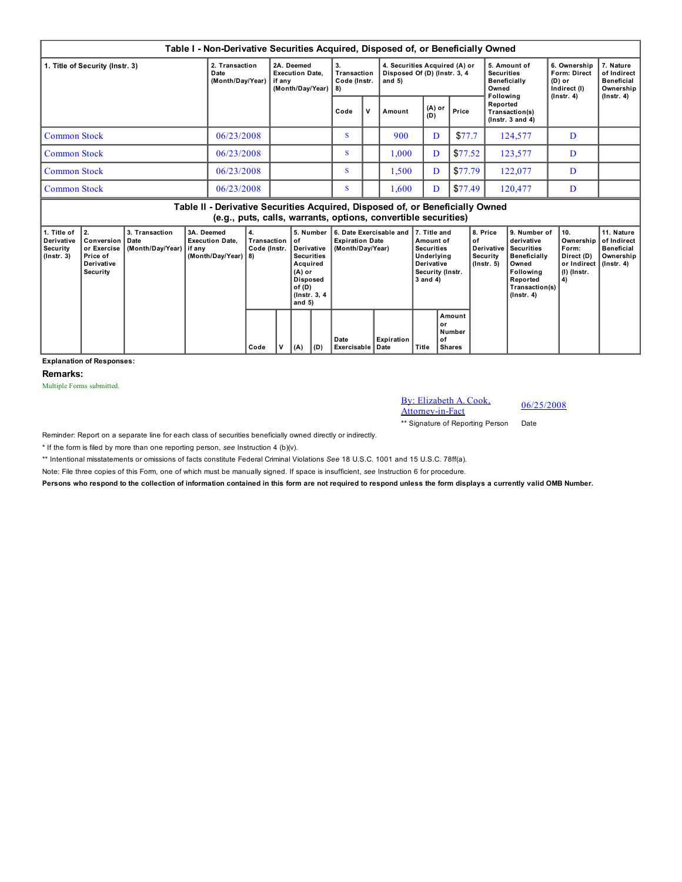| Table I - Non-Derivative Securities Acquired, Disposed of, or Beneficially Owned | | | | | | | | | | |
|---|---|---|---|---|---|---|---|---|---|---|
| 1. Title of Security (Instr. 3) | 2. Transaction Date (Month/Day/Year) | 2A. Deemed Execution Date, if any (Month/Day/Year) | 3. Transaction Code (Instr. 8) | | 4. Securities Acquired (A) or Disposed Of (D) (Instr. 3, 4 and 5) | | | 5. Amount of Securities Beneficially Owned Following Reported Transaction(s) (Instr. 3 and 4) | 6. Ownership Form: Direct (D) or Indirect (I) (Instr. 4) | 7. Nature of Indirect Beneficial Ownership (Instr. 4) |
| | | | Code | V | Amount | (A) or (D) | Price | | | |
| Common Stock | 06/23/2008 | | S | | 900 | D | $77.7 | 124,577 | D | |
| Common Stock | 06/23/2008 | | S | | 1,000 | D | $77.52 | 123,577 | D | |
| Common Stock | 06/23/2008 | | S | | 1,500 | D | $77.79 | 122,077 | D | |
| Common Stock | 06/23/2008 | | S | | 1,600 | D | $77.49 | 120,477 | D | |

| Table II - Derivative Securities Acquired, Disposed of, or Beneficially Owned (e.g., puts, calls, warrants, options, convertible securities) | | | | | | | | | | | | | | |
|---|---|---|---|---|---|---|---|---|---|---|---|---|---|---|
| 1. Title of Derivative Security (Instr. 3) | 2. Conversion or Exercise Price of Derivative Security | 3. Transaction Date (Month/Day/Year) | 3A. Deemed Execution Date, if any (Month/Day/Year) | 4. Transaction Code (Instr. 8) | | 5. Number of Derivative Securities Acquired (A) or Disposed of (D) (Instr. 3, 4 and 5) | | 6. Date Exercisable and Expiration Date (Month/Day/Year) | | 7. Title and Amount of Securities Underlying Derivative Security (Instr. 3 and 4) | | 8. Price of Derivative Security (Instr. 5) | 9. Number of derivative Securities Beneficially Owned Following Reported Transaction(s) (Instr. 4) | 10. Ownership Form: Direct (D) or Indirect (I) (Instr. 4) | 11. Nature of Indirect Beneficial Ownership (Instr. 4) |
| | | | | Code | V | (A) | (D) | Date Exercisable | Expiration Date | Title | Amount or Number of Shares | | | | |

**Explanation of Responses:**

**Remarks:**

Multiple Forms submitted.

By: Elizabeth A. Cook, Attorney-in-Fact — 06/25/2008

** Signature of Reporting Person — Date

Reminder: Report on a separate line for each class of securities beneficially owned directly or indirectly.

* If the form is filed by more than one reporting person, *see* Instruction 4 (b)(v).

** Intentional misstatements or omissions of facts constitute Federal Criminal Violations *See* 18 U.S.C. 1001 and 15 U.S.C. 78ff(a).

Note: File three copies of this Form, one of which must be manually signed. If space is insufficient, *see* Instruction 6 for procedure.

**Persons who respond to the collection of information contained in this form are not required to respond unless the form displays a currently valid OMB Number.**